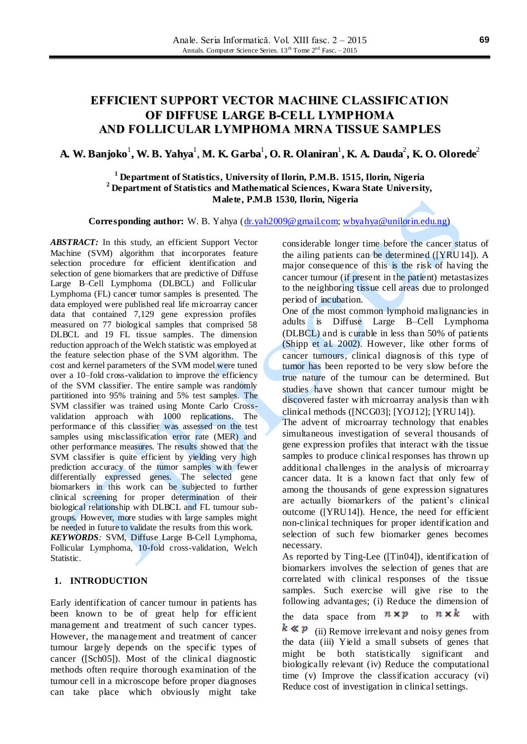# EFFICIENT SUPPORT VECTOR MACHINE CLASSIFICATION OF DIFFUSE LARGE B-CELL LYMPHOMA AND FOLLICULAR LYMPHOMA MRNA TISSUE SAMPLES

**A. W. Banjoko[1], W. B. Yahya[1], M. K. Garba[1], O. R. Olaniran[1], K. A. Dauda[2], K. O. Olorede[2]**

[1] **Department of Statistics, University of Ilorin, P.M.B. 1515, Ilorin, Nigeria**
[2] **Department of Statistics and Mathematical Sciences, Kwara State University, Malete, P.M.B 1530, Ilorin, Nigeria**

**Corresponding author:** W. B. Yahya (dr.yah2009@gmail.com; wbyahya@unilorin.edu.ng)

***ABSTRACT:*** In this study, an efficient Support Vector Machine (SVM) algorithm that incorporates feature selection procedure for efficient identification and selection of gene biomarkers that are predictive of Diffuse Large B–Cell Lymphoma (DLBCL) and Follicular Lymphoma (FL) cancer tumor samples is presented. The data employed were published real life microarray cancer data that contained 7,129 gene expression profiles measured on 77 biological samples that comprised 58 DLBCL and 19 FL tissue samples. The dimension reduction approach of the Welch statistic was employed at the feature selection phase of the SVM algorithm. The cost and kernel parameters of the SVM model were tuned over a 10–fold cross-validation to improve the efficiency of the SVM classifier. The entire sample was randomly partitioned into 95% training and 5% test samples. The SVM classifier was trained using Monte Carlo Cross-validation approach with 1000 replications. The performance of this classifier was assessed on the test samples using misclassification error rate (MER) and other performance measures. The results showed that the SVM classifier is quite efficient by yielding very high prediction accuracy of the tumor samples with fewer differentially expressed genes. The selected gene biomarkers in this work can be subjected to further clinical screening for proper determination of their biological relationship with DLBCL and FL tumour sub-groups. However, more studies with large samples might be needed in future to validate the results from this work.

***KEYWORDS****:* SVM, Diffuse Large B-Cell Lymphoma, Follicular Lymphoma, 10-fold cross-validation, Welch Statistic.

## 1. INTRODUCTION

Early identification of cancer tumour in patients has been known to be of great help for efficient management and treatment of such cancer types. However, the management and treatment of cancer tumour largely depends on the specific types of cancer ([Sch05]). Most of the clinical diagnostic methods often require thorough examination of the tumour cell in a microscope before proper diagnoses can take place which obviously might take considerable longer time before the cancer status of the ailing patients can be determined ([YRU14]). A major consequence of this is the risk of having the cancer tumour (if present in the patient) metastasizes to the neighboring tissue cell areas due to prolonged period of incubation.

One of the most common lymphoid malignancies in adults is Diffuse Large B–Cell Lymphoma (DLBCL) and is curable in less than 50% of patients (Shipp et al. 2002). However, like other forms of cancer tumours, clinical diagnosis of this type of tumor has been reported to be very slow before the true nature of the tumour can be determined. But studies have shown that cancer tumour might be discovered faster with microarray analysis than with clinical methods ([NCG03]; [YOJ12]; [YRU14]).

The advent of microarray technology that enables simultaneous investigation of several thousands of gene expression profiles that interact with the tissue samples to produce clinical responses has thrown up additional challenges in the analysis of microarray cancer data. It is a known fact that only few of among the thousands of gene expression signatures are actually biomarkers of the patient's clinical outcome ([YRU14]). Hence, the need for efficient non-clinical techniques for proper identification and selection of such few biomarker genes becomes necessary.

As reported by Ting-Lee ([Tin04]), identification of biomarkers involves the selection of genes that are correlated with clinical responses of the tissue samples. Such exercise will give rise to the following advantages; (i) Reduce the dimension of the data space from $n \times p$ to $n \times k$ with $k \ll p$ (ii) Remove irrelevant and noisy genes from the data (iii) Yield a small subsets of genes that might be both statistically significant and biologically relevant (iv) Reduce the computational time (v) Improve the classification accuracy (vi) Reduce cost of investigation in clinical settings.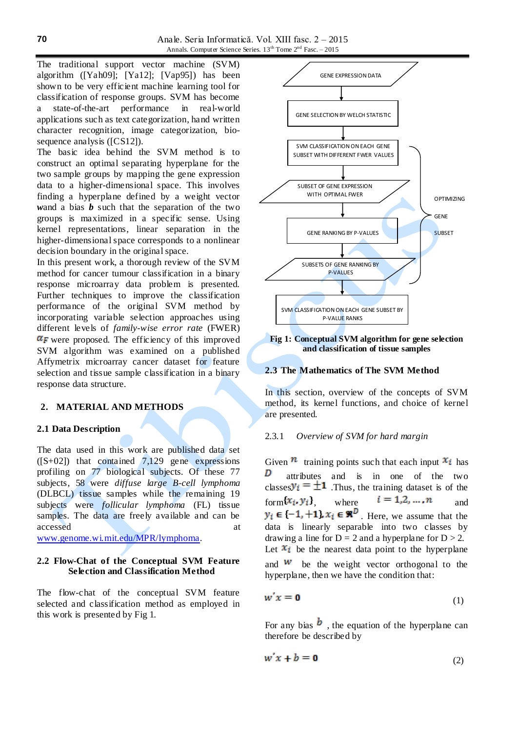The traditional support vector machine (SVM) algorithm ([Yah09]; [Ya12]; [Vap95]) has been shown to be very efficient machine learning tool for classification of response groups. SVM has become a state-of-the-art performance in real-world applications such as text categorization, hand written character recognition, image categorization, bio-sequence analysis ([CS12]).
The basic idea behind the SVM method is to construct an optimal separating hyperplane for the two sample groups by mapping the gene expression data to a higher-dimensional space. This involves finding a hyperplane defined by a weight vector **w** and a bias ***b*** such that the separation of the two groups is maximized in a specific sense. Using kernel representations, linear separation in the higher-dimensional space corresponds to a nonlinear decision boundary in the original space.
In this present work, a thorough review of the SVM method for cancer tumour classification in a binary response microarray data problem is presented. Further techniques to improve the classification performance of the original SVM method by incorporating variable selection approaches using different levels of *family-wise error rate* (FWER) $\alpha_F$ were proposed. The efficiency of this improved SVM algorithm was examined on a published Affymetrix microarray cancer dataset for feature selection and tissue sample classification in a binary response data structure.

## 2. MATERIAL AND METHODS

### 2.1 Data Description

The data used in this work are published data set ([S+02]) that contained 7,129 gene expressions profiling on 77 biological subjects. Of these 77 subjects, 58 were *diffuse large B-cell lymphoma* (DLBCL) tissue samples while the remaining 19 subjects were *follicular lymphoma* (FL) tissue samples. The data are freely available and can be accessed at www.genome.wi.mit.edu/MPR/lymphoma.

### 2.2 Flow-Chat of the Conceptual SVM Feature Selection and Classification Method

The flow-chat of the conceptual SVM feature selected and classification method as employed in this work is presented by Fig 1.

GENE EXPRESSION DATA → GENE SELECTION BY WELCH STATISTIC → SVM CLASSIFICATION ON EACH GENE SUBSET WITH DIFFERENT FWER VALUES → SUBSET OF GENE EXPRESSION WITH OPTIMAL FWER → GENE RANKING BY P-VALUES → SUBSETS OF GENE RANKING BY P-VALUES → SVM CLASSIFICATION ON EACH GENE SUBSET BY P-VALUE RANKS

OPTIMIZING GENE SUBSET

**Fig 1: Conceptual SVM algorithm for gene selection and classification of tissue samples**

### 2.3 The Mathematics of The SVM Method

In this section, overview of the concepts of SVM method, its kernel functions, and choice of kernel are presented.

#### 2.3.1 *Overview of SVM for hard margin*

Given $n$ training points such that each input $x_i$ has $D$ attributes and is in one of the two classes $y_i = \pm 1$. Thus, the training dataset is of the form $\{x_i, y_i\}$, where $i = 1, 2, \ldots, n$ and $y_i \in \{-1, +1\}, x_i \in \Re^D$. Here, we assume that the data is linearly separable into two classes by drawing a line for D = 2 and a hyperplane for D > 2. Let $x_i$ be the nearest data point to the hyperplane and $w$ be the weight vector orthogonal to the hyperplane, then we have the condition that:

$$w'x = 0 \tag{1}$$

For any bias $b$, the equation of the hyperplane can therefore be described by

$$w'x + b = 0 \tag{2}$$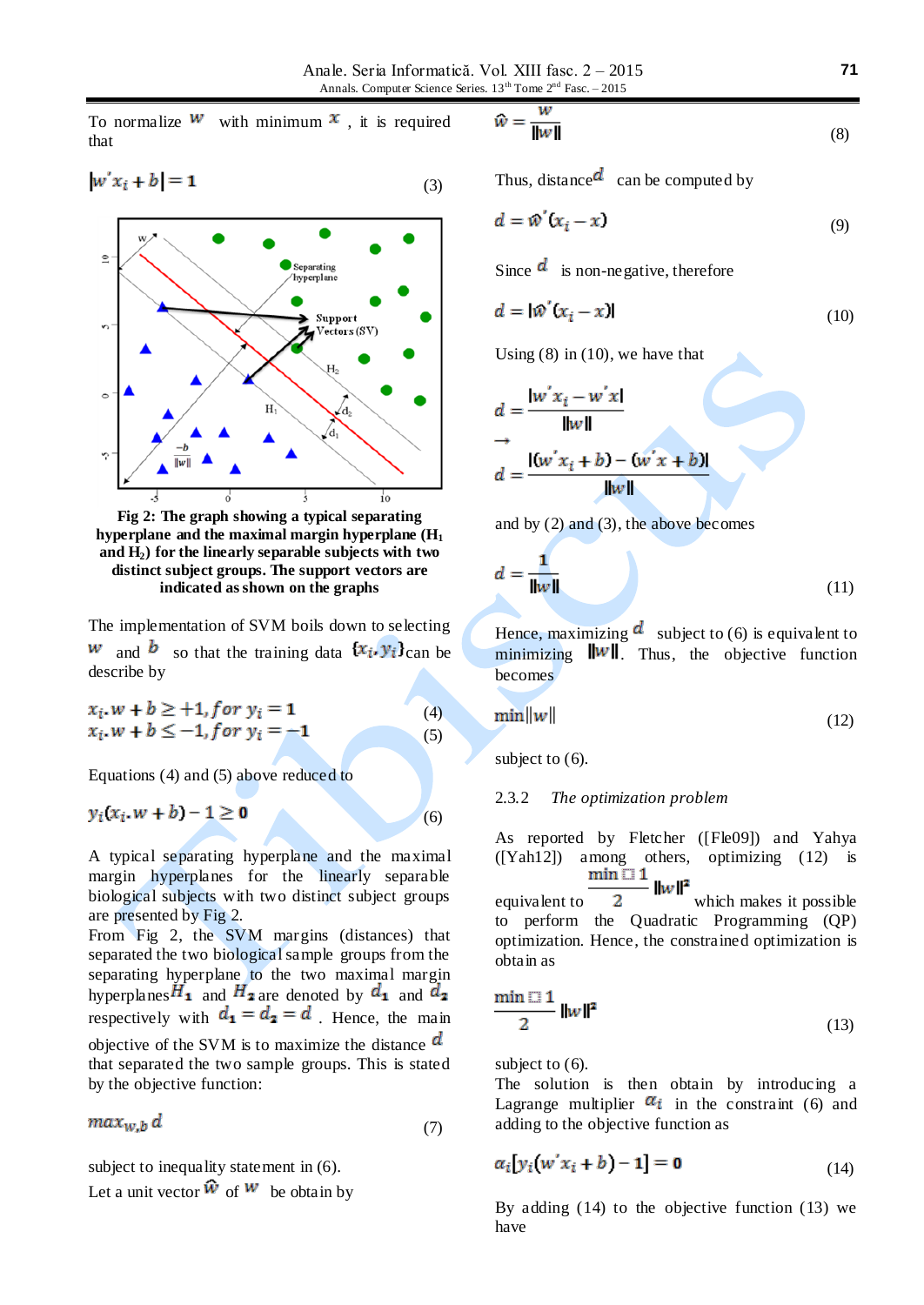To normalize $w$ with minimum $x$, it is required that

$$|w'x_i + b| = 1 \tag{3}$$

**Fig 2: The graph showing a typical separating hyperplane and the maximal margin hyperplane ($H_1$ and $H_2$) for the linearly separable subjects with two distinct subject groups. The support vectors are indicated as shown on the graphs**

The implementation of SVM boils down to selecting $w$ and $b$ so that the training data $\{x_i, y_i\}$ can be describe by

$$x_i.w + b \geq +1, for\ y_i = 1 \tag{4}$$
$$x_i.w + b \leq -1, for\ y_i = -1 \tag{5}$$

Equations (4) and (5) above reduced to

$$y_i(x_i.w + b) - 1 \geq 0 \tag{6}$$

A typical separating hyperplane and the maximal margin hyperplanes for the linearly separable biological subjects with two distinct subject groups are presented by Fig 2.
From Fig 2, the SVM margins (distances) that separated the two biological sample groups from the separating hyperplane to the two maximal margin hyperplanes $H_1$ and $H_2$ are denoted by $d_1$ and $d_2$ respectively with $d_1 = d_2 = d$. Hence, the main objective of the SVM is to maximize the distance $d$ that separated the two sample groups. This is stated by the objective function:

$$max_{w,b}\, d \tag{7}$$

subject to inequality statement in (6).
Let a unit vector $\hat{w}$ of $w$ be obtain by

$$\hat{w} = \frac{w}{\|w\|} \tag{8}$$

Thus, distance $d$ can be computed by

$$d = \hat{w}'(x_i - x) \tag{9}$$

Since $d$ is non-negative, therefore

$$d = |\hat{w}'(x_i - x)| \tag{10}$$

Using (8) in (10), we have that

$$d = \frac{|w'x_i - w'x|}{\|w\|}$$

$$\rightarrow$$

$$d = \frac{|(w'x_i + b) - (w'x + b)|}{\|w\|}$$

and by (2) and (3), the above becomes

$$d = \frac{1}{\|w\|} \tag{11}$$

Hence, maximizing $d$ subject to (6) is equivalent to minimizing $\|w\|$. Thus, the objective function becomes

$$\min\|w\| \tag{12}$$

subject to (6).

### 2.3.2 *The optimization problem*

As reported by Fletcher ([Fle09]) and Yahya ([Yah12]) among others, optimizing (12) is equivalent to $\frac{\min 1}{2}\|w\|^2$ which makes it possible to perform the Quadratic Programming (QP) optimization. Hence, the constrained optimization is obtain as

$$\frac{\min 1}{2}\|w\|^2 \tag{13}$$

subject to (6).
The solution is then obtain by introducing a Lagrange multiplier $\alpha_i$ in the constraint (6) and adding to the objective function as

$$\alpha_i[y_i(w'x_i + b) - 1] = 0 \tag{14}$$

By adding (14) to the objective function (13) we have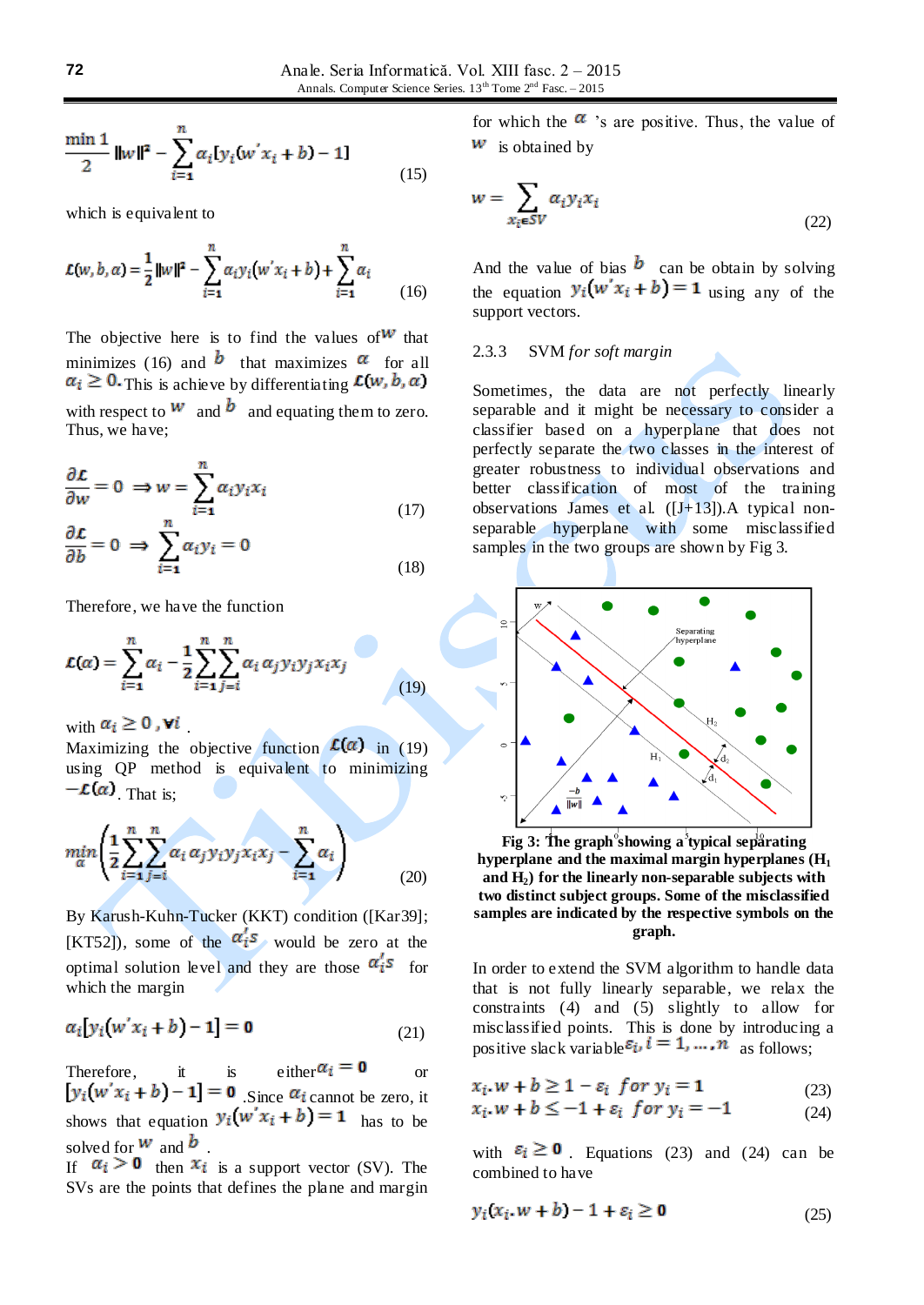$$\frac{\min 1}{2}\|w\|^2 - \sum_{i=1}^{n} \alpha_i [y_i(w'x_i + b) - 1] \quad (15)$$

which is equivalent to

$$\mathcal{L}(w,b,\alpha) = \frac{1}{2}\|w\|^2 - \sum_{i=1}^{n} \alpha_i y_i(w'x_i + b) + \sum_{i=1}^{n} \alpha_i \quad (16)$$

The objective here is to find the values of $w$ that minimizes (16) and $b$ that maximizes $\alpha$ for all $\alpha_i \geq 0$. This is achieve by differentiating $\mathcal{L}(w,b,\alpha)$ with respect to $w$ and $b$ and equating them to zero. Thus, we have;

$$\frac{\partial \mathcal{L}}{\partial w} = 0 \Rightarrow w = \sum_{i=1}^{n} \alpha_i y_i x_i \quad (17)$$

$$\frac{\partial \mathcal{L}}{\partial b} = 0 \Rightarrow \sum_{i=1}^{n} \alpha_i y_i = 0 \quad (18)$$

Therefore, we have the function

$$\mathcal{L}(\alpha) = \sum_{i=1}^{n} \alpha_i - \frac{1}{2}\sum_{i=1}^{n}\sum_{j=i}^{n} \alpha_i \alpha_j y_i y_j x_i x_j \quad (19)$$

with $\alpha_i \geq 0, \forall i$.

Maximizing the objective function $\mathcal{L}(\alpha)$ in (19) using QP method is equivalent to minimizing $-\mathcal{L}(\alpha)$. That is;

$$\min_{\alpha}\left(\frac{1}{2}\sum_{i=1}^{n}\sum_{j=i}^{n} \alpha_i \alpha_j y_i y_j x_i x_j - \sum_{i=1}^{n} \alpha_i\right) \quad (20)$$

By Karush-Kuhn-Tucker (KKT) condition ([Kar39]; [KT52]), some of the $\alpha_i's$ would be zero at the optimal solution level and they are those $\alpha_i's$ for which the margin

$$\alpha_i[y_i(w'x_i + b) - 1] = 0 \quad (21)$$

Therefore, it is either $\alpha_i = 0$ or $[y_i(w'x_i + b) - 1] = 0$. Since $\alpha_i$ cannot be zero, it shows that equation $y_i(w'x_i + b) = 1$ has to be solved for $w$ and $b$.

If $\alpha_i > 0$ then $x_i$ is a support vector (SV). The SVs are the points that defines the plane and margin for which the $\alpha$ 's are positive. Thus, the value of $w$ is obtained by

$$w = \sum_{x_i \in SV} \alpha_i y_i x_i \quad (22)$$

And the value of bias $b$ can be obtain by solving the equation $y_i(w'x_i + b) = 1$ using any of the support vectors.

### 2.3.3 SVM *for soft margin*

Sometimes, the data are not perfectly linearly separable and it might be necessary to consider a classifier based on a hyperplane that does not perfectly separate the two classes in the interest of greater robustness to individual observations and better classification of most of the training observations James et al. ([J+13]).A typical non-separable hyperplane with some misclassified samples in the two groups are shown by Fig 3.

**Fig 3: The graph showing a typical separating hyperplane and the maximal margin hyperplanes ($H_1$ and $H_2$) for the linearly non-separable subjects with two distinct subject groups. Some of the misclassified samples are indicated by the respective symbols on the graph.**

In order to extend the SVM algorithm to handle data that is not fully linearly separable, we relax the constraints (4) and (5) slightly to allow for misclassified points. This is done by introducing a positive slack variable $\varepsilon_i, i = 1, \dots, n$ as follows;

$$x_i.w + b \geq 1 - \varepsilon_i \;\; for \; y_i = 1 \quad (23)$$

$$x_i.w + b \leq -1 + \varepsilon_i \;\; for \; y_i = -1 \quad (24)$$

with $\varepsilon_i \geq 0$. Equations (23) and (24) can be combined to have

$$y_i(x_i.w + b) - 1 + \varepsilon_i \geq 0 \quad (25)$$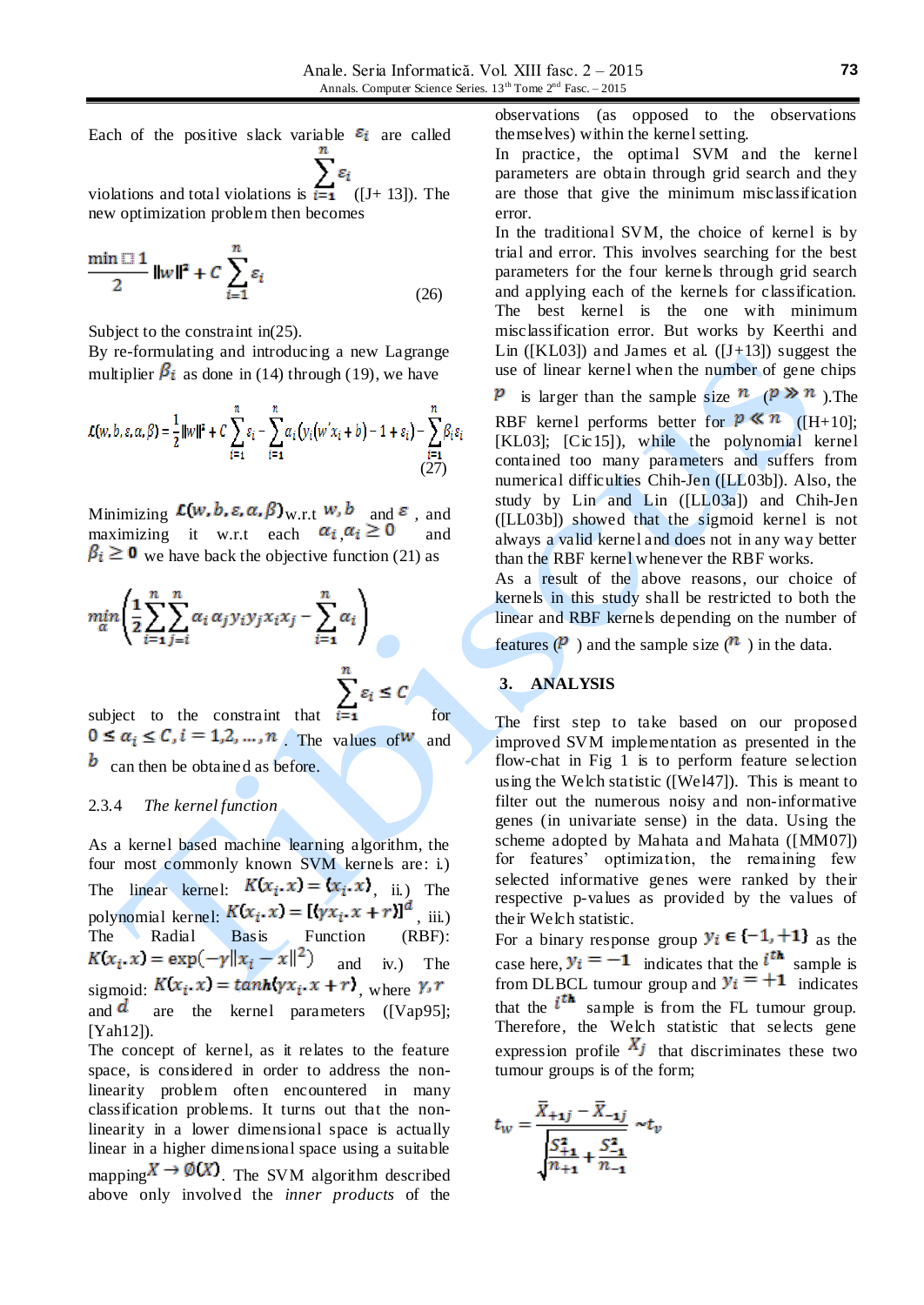Each of the positive slack variable $\varepsilon_i$ are called violations and total violations is $\sum_{i=1}^{n} \varepsilon_i$ ([J+ 13]). The new optimization problem then becomes

$$\min \frac{1}{2} \|w\|^2 + C \sum_{i=1}^{n} \varepsilon_i \tag{26}$$

Subject to the constraint in(25).

By re-formulating and introducing a new Lagrange multiplier $\beta_i$ as done in (14) through (19), we have

$$\mathcal{L}(w, b, \varepsilon, \alpha, \beta) = \frac{1}{2}\|w\|^2 + C \sum_{i=1}^{n} \varepsilon_i - \sum_{i=1}^{n} \alpha_i \left(y_i\left(w' x_i + b\right) - 1 + \varepsilon_i\right) - \sum_{i=1}^{n} \beta_i \varepsilon_i \tag{27}$$

Minimizing $\mathcal{L}(w, b, \varepsilon, \alpha, \beta)$ w.r.t $w, b$ and $\varepsilon$, and maximizing it w.r.t each $\alpha_i, \alpha_i \geq 0$ and $\beta_i \geq 0$ we have back the objective function (21) as

$$\min_{\alpha} \left( \frac{1}{2} \sum_{i=1}^{n} \sum_{j=i}^{n} \alpha_i \alpha_j y_i y_j x_i x_j - \sum_{i=1}^{n} \alpha_i \right)$$

subject to the constraint that $\sum_{i=1}^{n} \varepsilon_i \leq C$ for $0 \leq \alpha_i \leq C, i = 1, 2, \ldots, n$. The values of $w$ and $b$ can then be obtained as before.

### 2.3.4 *The kernel function*

As a kernel based machine learning algorithm, the four most commonly known SVM kernels are: i.) The linear kernel: $K(x_i.x) = (x_i.x)$, ii.) The polynomial kernel: $K(x_i.x) = [(\gamma x_i.x + r)]^d$, iii.) The Radial Basis Function (RBF): $K(x_i.x) = \exp(-\gamma \|x_i - x\|^2)$ and iv.) The sigmoid: $K(x_i.x) = \tanh(\gamma x_i.x + r)$, where $\gamma, r$ and $d$ are the kernel parameters ([Vap95]; [Yah12]).

The concept of kernel, as it relates to the feature space, is considered in order to address the non-linearity problem often encountered in many classification problems. It turns out that the non-linearity in a lower dimensional space is actually linear in a higher dimensional space using a suitable mapping $X \rightarrow \emptyset(X)$. The SVM algorithm described above only involved the *inner products* of the observations (as opposed to the observations themselves) within the kernel setting.

In practice, the optimal SVM and the kernel parameters are obtain through grid search and they are those that give the minimum misclassification error.

In the traditional SVM, the choice of kernel is by trial and error. This involves searching for the best parameters for the four kernels through grid search and applying each of the kernels for classification. The best kernel is the one with minimum misclassification error. But works by Keerthi and Lin ([KL03]) and James et al. ([J+13]) suggest the use of linear kernel when the number of gene chips $p$ is larger than the sample size $n$ ($p \gg n$ ).The RBF kernel performs better for $p \ll n$ ([H+10]; [KL03]; [Cic15]), while the polynomial kernel contained too many parameters and suffers from numerical difficulties Chih-Jen ([LL03b]). Also, the study by Lin and Lin ([LL03a]) and Chih-Jen ([LL03b]) showed that the sigmoid kernel is not always a valid kernel and does not in any way better than the RBF kernel whenever the RBF works.

As a result of the above reasons, our choice of kernels in this study shall be restricted to both the linear and RBF kernels depending on the number of features ($p$ ) and the sample size ($n$ ) in the data.

## 3. ANALYSIS

The first step to take based on our proposed improved SVM implementation as presented in the flow-chart in Fig 1 is to perform feature selection using the Welch statistic ([Wel47]). This is meant to filter out the numerous noisy and non-informative genes (in univariate sense) in the data. Using the scheme adopted by Mahata and Mahata ([MM07]) for features' optimization, the remaining few selected informative genes were ranked by their respective p-values as provided by the values of their Welch statistic.

For a binary response group $y_i \in \{-1, +1\}$ as the case here, $y_i = -1$ indicates that the $i^{th}$ sample is from DLBCL tumour group and $y_i = +1$ indicates that the $i^{th}$ sample is from the FL tumour group. Therefore, the Welch statistic that selects gene expression profile $X_j$ that discriminates these two tumour groups is of the form;

$$t_w = \frac{\bar{X}_{+1j} - \bar{X}_{-1j}}{\sqrt{\frac{S_{+1}^2}{n_{+1}} + \frac{S_{-1}^2}{n_{-1}}}} \sim t_v$$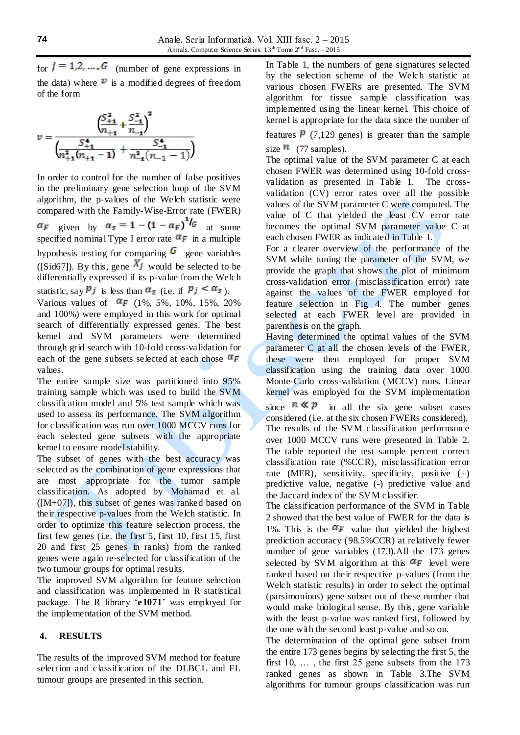for $j = 1,2,\ldots,G$ (number of gene expressions in the data) where $v$ is a modified degrees of freedom of the form

$$v = \frac{\left(\frac{S_{+1}^2}{n_{+1}} + \frac{S_{-1}^2}{n_{-1}}\right)^2}{\left(\frac{S_{+1}^4}{n_{+1}^2(n_{+1}-1)} + \frac{S_{-1}^4}{n_{-1}^2(n_{-1}-1)}\right)}$$

In order to control for the number of false positives in the preliminary gene selection loop of the SVM algorithm, the p-values of the Welch statistic were compared with the Family-Wise-Error rate (FWER) $\alpha_F$ given by $\alpha_s = 1 - (1 - \alpha_F)^{1/G}$ at some specified nominal Type I error rate $\alpha_F$ in a multiple hypothesis testing for comparing $G$ gene variables ([Sid67]). By this, gene $X_j$ would be selected to be differentially expressed if its p-value from the Welch statistic, say $p_j$ is less than $\alpha_s$ (i.e. if $p_j < \alpha_s$).
Various values of $\alpha_F$ (1%, 5%, 10%, 15%, 20% and 100%) were employed in this work for optimal search of differentially expressed genes. The best kernel and SVM parameters were determined through grid search with 10-fold cross-validation for each of the gene subsets selected at each chose $\alpha_F$ values.
The entire sample size was partitioned into 95% training sample which was used to build the SVM classification model and 5% test sample which was used to assess its performance. The SVM algorithm for classification was run over 1000 MCCV runs for each selected gene subsets with the appropriate kernel to ensure model stability.
The subset of genes with the best accuracy was selected as the combination of gene expressions that are most appropriate for the tumor sample classification. As adopted by Mohamad et al. ([M+07]), this subset of genes was ranked based on their respective p-values from the Welch statistic. In order to optimize this feature selection process, the first few genes (i.e. the first 5, first 10, first 15, first 20 and first 25 genes in ranks) from the ranked genes were again re-selected for classification of the two tumour groups for optimal results.
The improved SVM algorithm for feature selection and classification was implemented in R statistical package. The R library '**e1071**' was employed for the implementation of the SVM method.

## 4. RESULTS

The results of the improved SVM method for feature selection and classification of the DLBCL and FL tumour groups are presented in this section.

In Table 1, the numbers of gene signatures selected by the selection scheme of the Welch statistic at various chosen FWERs are presented. The SVM algorithm for tissue sample classification was implemented using the linear kernel. This choice of kernel is appropriate for the data since the number of features $p$ (7,129 genes) is greater than the sample size $n$ (77 samples).
The optimal value of the SVM parameter C at each chosen FWER was determined using 10-fold cross-validation as presented in Table 1. The cross-validation (CV) error rates over all the possible values of the SVM parameter C were computed. The value of C that yielded the least CV error rate becomes the optimal SVM parameter value C at each chosen FWER as indicated in Table 1.
For a clearer overview of the performance of the SVM while tuning the parameter of the SVM, we provide the graph that shows the plot of minimum cross-validation error (misclassification error) rate against the values of the FWER employed for feature selection in Fig 4. The number genes selected at each FWER level are provided in parenthesis on the graph.
Having determined the optimal values of the SVM parameter C at all the chosen levels of the FWER, these were then employed for proper SVM classification using the training data over 1000 Monte-Carlo cross-validation (MCCV) runs. Linear kernel was employed for the SVM implementation since $n \ll p$ in all the six gene subset cases considered (i.e. at the six chosen FWERs considered).
The results of the SVM classification performance over 1000 MCCV runs were presented in Table 2. The table reported the test sample percent correct classification rate (%CCR), misclassification error rate (MER), sensitivity, specificity, positive (+) predictive value, negative (-) predictive value and the Jaccard index of the SVM classifier.
The classification performance of the SVM in Table 2 showed that the best value of FWER for the data is 1%. This is the $\alpha_F$ value that yielded the highest prediction accuracy (98.5%CCR) at relatively fewer number of gene variables (173).All the 173 genes selected by SVM algorithm at this $\alpha_F$ level were ranked based on their respective p-values (from the Welch statistic results) in order to select the optimal (parsimonious) gene subset out of these number that would make biological sense. By this, gene variable with the least p-value was ranked first, followed by the one with the second least p-value and so on.
The determination of the optimal gene subset from the entire 173 genes begins by selecting the first 5, the first 10, … , the first 25 gene subsets from the 173 ranked genes as shown in Table 3.The SVM algorithms for tumour groups classification was run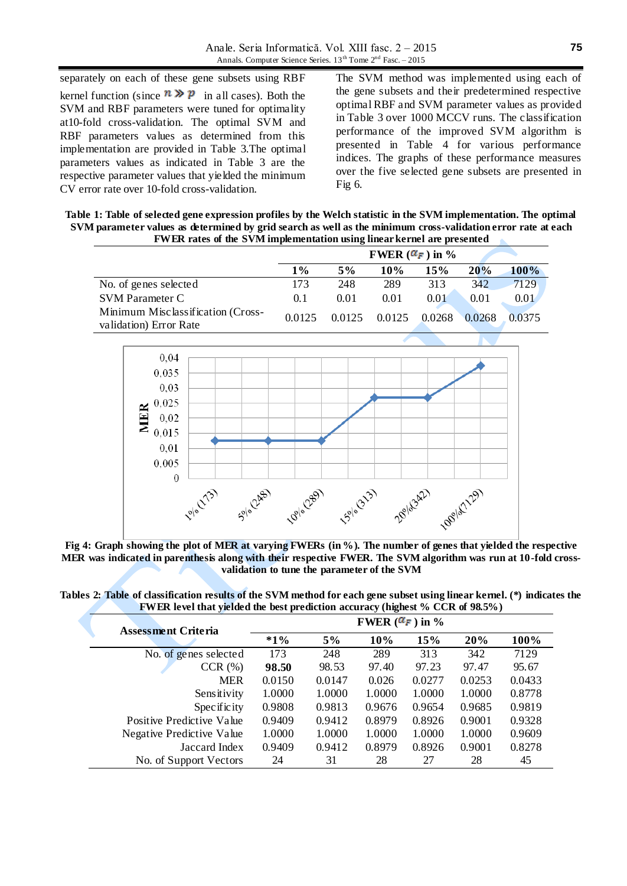separately on each of these gene subsets using RBF kernel function (since $n \gg p$ in all cases). Both the SVM and RBF parameters were tuned for optimality at10-fold cross-validation. The optimal SVM and RBF parameters values as determined from this implementation are provided in Table 3.The optimal parameters values as indicated in Table 3 are the respective parameter values that yielded the minimum CV error rate over 10-fold cross-validation.

The SVM method was implemented using each of the gene subsets and their predetermined respective optimal RBF and SVM parameter values as provided in Table 3 over 1000 MCCV runs. The classification performance of the improved SVM algorithm is presented in Table 4 for various performance indices. The graphs of these performance measures over the five selected gene subsets are presented in Fig 6.

**Table 1: Table of selected gene expression profiles by the Welch statistic in the SVM implementation. The optimal SVM parameter values as determined by grid search as well as the minimum cross-validation error rate at each FWER rates of the SVM implementation using linear kernel are presented**

| | FWER ($\alpha_F$) in % | | | | | |
|---|---|---|---|---|---|---|
| | **1%** | **5%** | **10%** | **15%** | **20%** | **100%** |
| No. of genes selected | 173 | 248 | 289 | 313 | 342 | 7129 |
| SVM Parameter C | 0.1 | 0.01 | 0.01 | 0.01 | 0.01 | 0.01 |
| Minimum Misclassification (Cross-validation) Error Rate | 0.0125 | 0.0125 | 0.0125 | 0.0268 | 0.0268 | 0.0375 |

**Fig 4: Graph showing the plot of MER at varying FWERs (in %). The number of genes that yielded the respective MER was indicated in parenthesis along with their respective FWER. The SVM algorithm was run at 10-fold cross-validation to tune the parameter of the SVM**

**Tables 2: Table of classification results of the SVM method for each gene subset using linear kernel. (*) indicates the FWER level that yielded the best prediction accuracy (highest % CCR of 98.5%)**

| Assessment Criteria | FWER ($\alpha_F$) in % | | | | | |
|---|---|---|---|---|---|---|
| | ***1%** | **5%** | **10%** | **15%** | **20%** | **100%** |
| No. of genes selected | 173 | 248 | 289 | 313 | 342 | 7129 |
| CCR (%) | **98.50** | 98.53 | 97.40 | 97.23 | 97.47 | 95.67 |
| MER | 0.0150 | 0.0147 | 0.026 | 0.0277 | 0.0253 | 0.0433 |
| Sensitivity | 1.0000 | 1.0000 | 1.0000 | 1.0000 | 1.0000 | 0.8778 |
| Specificity | 0.9808 | 0.9813 | 0.9676 | 0.9654 | 0.9685 | 0.9819 |
| Positive Predictive Value | 0.9409 | 0.9412 | 0.8979 | 0.8926 | 0.9001 | 0.9328 |
| Negative Predictive Value | 1.0000 | 1.0000 | 1.0000 | 1.0000 | 1.0000 | 0.9609 |
| Jaccard Index | 0.9409 | 0.9412 | 0.8979 | 0.8926 | 0.9001 | 0.8278 |
| No. of Support Vectors | 24 | 31 | 28 | 27 | 28 | 45 |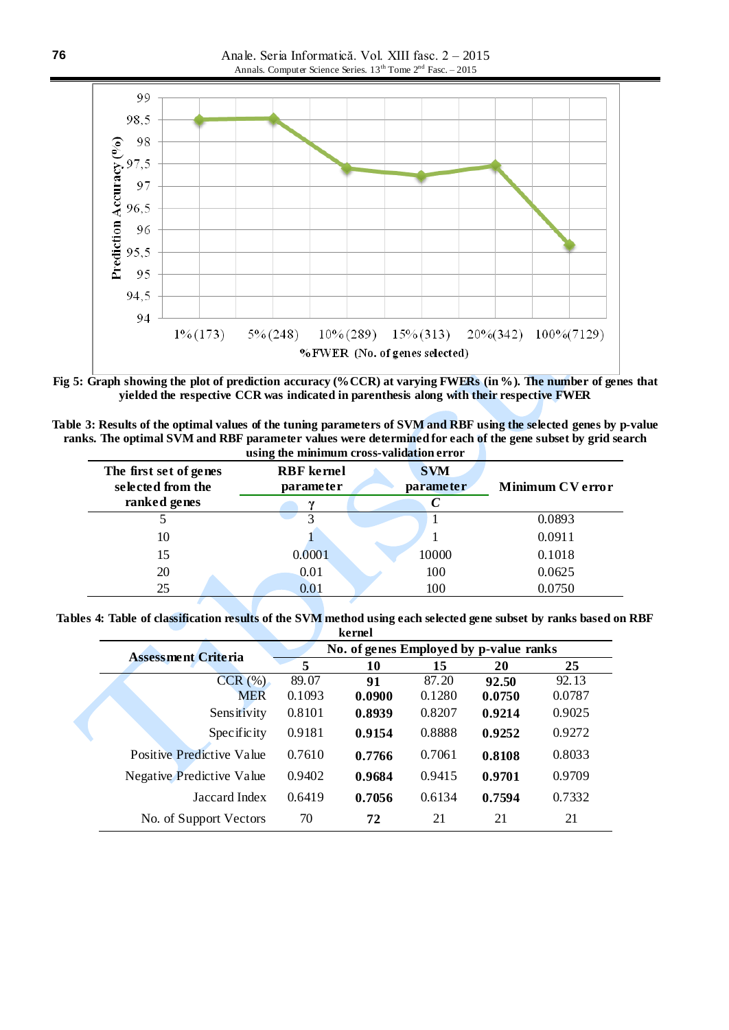Fig 5: Graph showing the plot of prediction accuracy (%CCR) at varying FWERs (in %). The number of genes that yielded the respective CCR was indicated in parenthesis along with their respective FWER

**Table 3: Results of the optimal values of the tuning parameters of SVM and RBF using the selected genes by p-value ranks. The optimal SVM and RBF parameter values were determined for each of the gene subset by grid search using the minimum cross-validation error**

| The first set of genes selected from the ranked genes | RBF kernel parameter | SVM parameter | Minimum CV error |
|---|---|---|---|
| | $\gamma$ | $C$ | |
| 5 | 3 | 1 | 0.0893 |
| 10 | 1 | 1 | 0.0911 |
| 15 | 0.0001 | 10000 | 0.1018 |
| 20 | 0.01 | 100 | 0.0625 |
| 25 | 0.01 | 100 | 0.0750 |

**Tables 4: Table of classification results of the SVM method using each selected gene subset by ranks based on RBF kernel**

| Assessment Criteria | No. of genes Employed by p-value ranks | | | | |
|---|---|---|---|---|---|
| | 5 | 10 | 15 | 20 | 25 |
| CCR (%) | 89.07 | **91** | 87.20 | **92.50** | 92.13 |
| MER | 0.1093 | **0.0900** | 0.1280 | **0.0750** | 0.0787 |
| Sensitivity | 0.8101 | **0.8939** | 0.8207 | **0.9214** | 0.9025 |
| Specificity | 0.9181 | **0.9154** | 0.8888 | **0.9252** | 0.9272 |
| Positive Predictive Value | 0.7610 | **0.7766** | 0.7061 | **0.8108** | 0.8033 |
| Negative Predictive Value | 0.9402 | **0.9684** | 0.9415 | **0.9701** | 0.9709 |
| Jaccard Index | 0.6419 | **0.7056** | 0.6134 | **0.7594** | 0.7332 |
| No. of Support Vectors | 70 | **72** | 21 | 21 | 21 |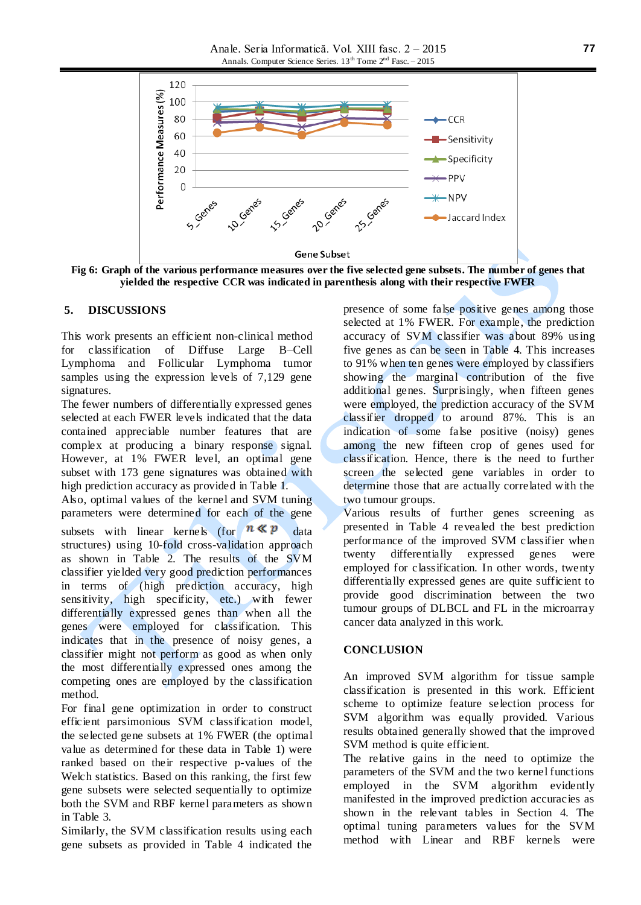Fig 6: Graph of the various performance measures over the five selected gene subsets. The number of genes that yielded the respective CCR was indicated in parenthesis along with their respective FWER

## 5. DISCUSSIONS

This work presents an efficient non-clinical method for classification of Diffuse Large B–Cell Lymphoma and Follicular Lymphoma tumor samples using the expression levels of 7,129 gene signatures.

The fewer numbers of differentially expressed genes selected at each FWER levels indicated that the data contained appreciable number features that are complex at producing a binary response signal. However, at 1% FWER level, an optimal gene subset with 173 gene signatures was obtained with high prediction accuracy as provided in Table 1.

Also, optimal values of the kernel and SVM tuning parameters were determined for each of the gene subsets with linear kernels (for $n \ll p$ data structures) using 10-fold cross-validation approach as shown in Table 2. The results of the SVM classifier yielded very good prediction performances in terms of (high prediction accuracy, high sensitivity, high specificity, etc.) with fewer differentially expressed genes than when all the genes were employed for classification. This indicates that in the presence of noisy genes, a classifier might not perform as good as when only the most differentially expressed ones among the competing ones are employed by the classification method.

For final gene optimization in order to construct efficient parsimonious SVM classification model, the selected gene subsets at 1% FWER (the optimal value as determined for these data in Table 1) were ranked based on their respective p-values of the Welch statistics. Based on this ranking, the first few gene subsets were selected sequentially to optimize both the SVM and RBF kernel parameters as shown in Table 3.

Similarly, the SVM classification results using each gene subsets as provided in Table 4 indicated the presence of some false positive genes among those selected at 1% FWER. For example, the prediction accuracy of SVM classifier was about 89% using five genes as can be seen in Table 4. This increases to 91% when ten genes were employed by classifiers showing the marginal contribution of the five additional genes. Surprisingly, when fifteen genes were employed, the prediction accuracy of the SVM classifier dropped to around 87%. This is an indication of some false positive (noisy) genes among the new fifteen crop of genes used for classification. Hence, there is the need to further screen the selected gene variables in order to determine those that are actually correlated with the two tumour groups.

Various results of further genes screening as presented in Table 4 revealed the best prediction performance of the improved SVM classifier when twenty differentially expressed genes were employed for classification. In other words, twenty differentially expressed genes are quite sufficient to provide good discrimination between the two tumour groups of DLBCL and FL in the microarray cancer data analyzed in this work.

## CONCLUSION

An improved SVM algorithm for tissue sample classification is presented in this work. Efficient scheme to optimize feature selection process for SVM algorithm was equally provided. Various results obtained generally showed that the improved SVM method is quite efficient.

The relative gains in the need to optimize the parameters of the SVM and the two kernel functions employed in the SVM algorithm evidently manifested in the improved prediction accuracies as shown in the relevant tables in Section 4. The optimal tuning parameters values for the SVM method with Linear and RBF kernels were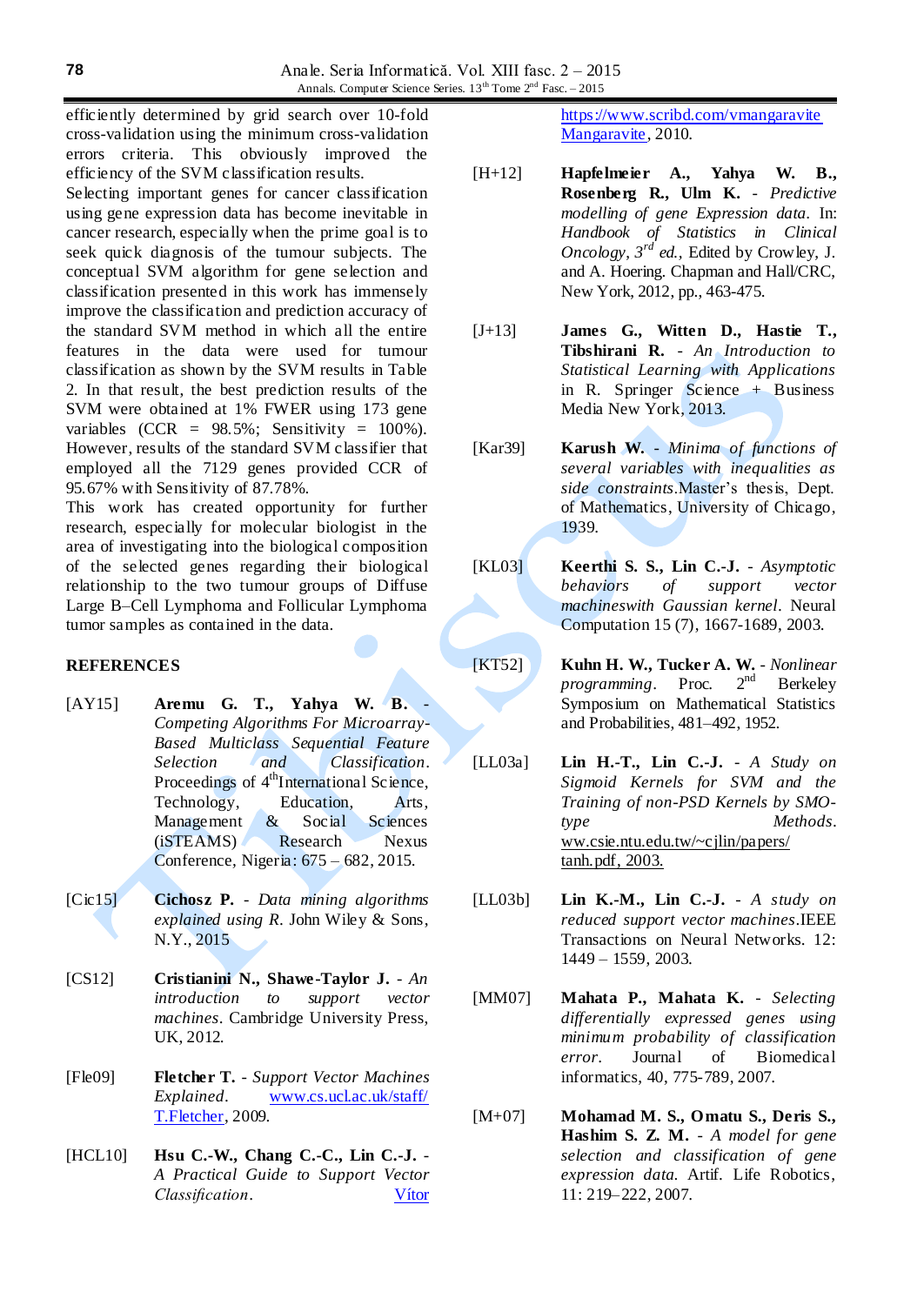efficiently determined by grid search over 10-fold cross-validation using the minimum cross-validation errors criteria. This obviously improved the efficiency of the SVM classification results.

Selecting important genes for cancer classification using gene expression data has become inevitable in cancer research, especially when the prime goal is to seek quick diagnosis of the tumour subjects. The conceptual SVM algorithm for gene selection and classification presented in this work has immensely improve the classification and prediction accuracy of the standard SVM method in which all the entire features in the data were used for tumour classification as shown by the SVM results in Table 2. In that result, the best prediction results of the SVM were obtained at 1% FWER using 173 gene variables (CCR = 98.5%; Sensitivity = 100%). However, results of the standard SVM classifier that employed all the 7129 genes provided CCR of 95.67% with Sensitivity of 87.78%.

This work has created opportunity for further research, especially for molecular biologist in the area of investigating into the biological composition of the selected genes regarding their biological relationship to the two tumour groups of Diffuse Large B–Cell Lymphoma and Follicular Lymphoma tumor samples as contained in the data.

## REFERENCES

[AY15] **Aremu G. T., Yahya W. B.** - *Competing Algorithms For Microarray-Based Multiclass Sequential Feature Selection and Classification*. Proceedings of 4th International Science, Technology, Education, Arts, Management & Social Sciences (iSTEAMS) Research Nexus Conference, Nigeria: 675 – 682, 2015.

[Cic15] **Cichosz P.** - *Data mining algorithms explained using R*. John Wiley & Sons, N.Y., 2015

[CS12] **Cristianini N., Shawe-Taylor J.** - *An introduction to support vector machines*. Cambridge University Press, UK, 2012.

[Fle09] **Fletcher T.** - *Support Vector Machines Explained*. www.cs.ucl.ac.uk/staff/T.Fletcher, 2009.

[HCL10] **Hsu C.-W., Chang C.-C., Lin C.-J.** - *A Practical Guide to Support Vector Classification*. Vítor https://www.scribd.com/vmangaravite Mangaravite, 2010.

[H+12] **Hapfelmeier A., Yahya W. B., Rosenberg R., Ulm K.** - *Predictive modelling of gene Expression data*. In: *Handbook of Statistics in Clinical Oncology*, 3rd *ed.*, Edited by Crowley, J. and A. Hoering. Chapman and Hall/CRC, New York, 2012, pp., 463-475.

[J+13] **James G., Witten D., Hastie T., Tibshirani R.** - *An Introduction to Statistical Learning with Applications* in R. Springer Science + Business Media New York, 2013.

[Kar39] **Karush W.** - *Minima of functions of several variables with inequalities as side constraints*. Master's thesis, Dept. of Mathematics, University of Chicago, 1939.

[KL03] **Keerthi S. S., Lin C.-J.** - *Asymptotic behaviors of support vector machineswith Gaussian kernel*. Neural Computation 15 (7), 1667-1689, 2003.

[KT52] **Kuhn H. W., Tucker A. W.** - *Nonlinear programming*. Proc. 2nd Berkeley Symposium on Mathematical Statistics and Probabilities, 481–492, 1952.

[LL03a] **Lin H.-T., Lin C.-J.** - *A Study on Sigmoid Kernels for SVM and the Training of non-PSD Kernels by SMO-type Methods*. ww.csie.ntu.edu.tw/~cjlin/papers/tanh.pdf, 2003.

[LL03b] **Lin K.-M., Lin C.-J.** - *A study on reduced support vector machines*. IEEE Transactions on Neural Networks. 12: 1449 – 1559, 2003.

[MM07] **Mahata P., Mahata K.** - *Selecting differentially expressed genes using minimum probability of classification error*. Journal of Biomedical informatics, 40, 775-789, 2007.

[M+07] **Mohamad M. S., Omatu S., Deris S., Hashim S. Z. M.** - *A model for gene selection and classification of gene expression data*. Artif. Life Robotics, 11: 219–222, 2007.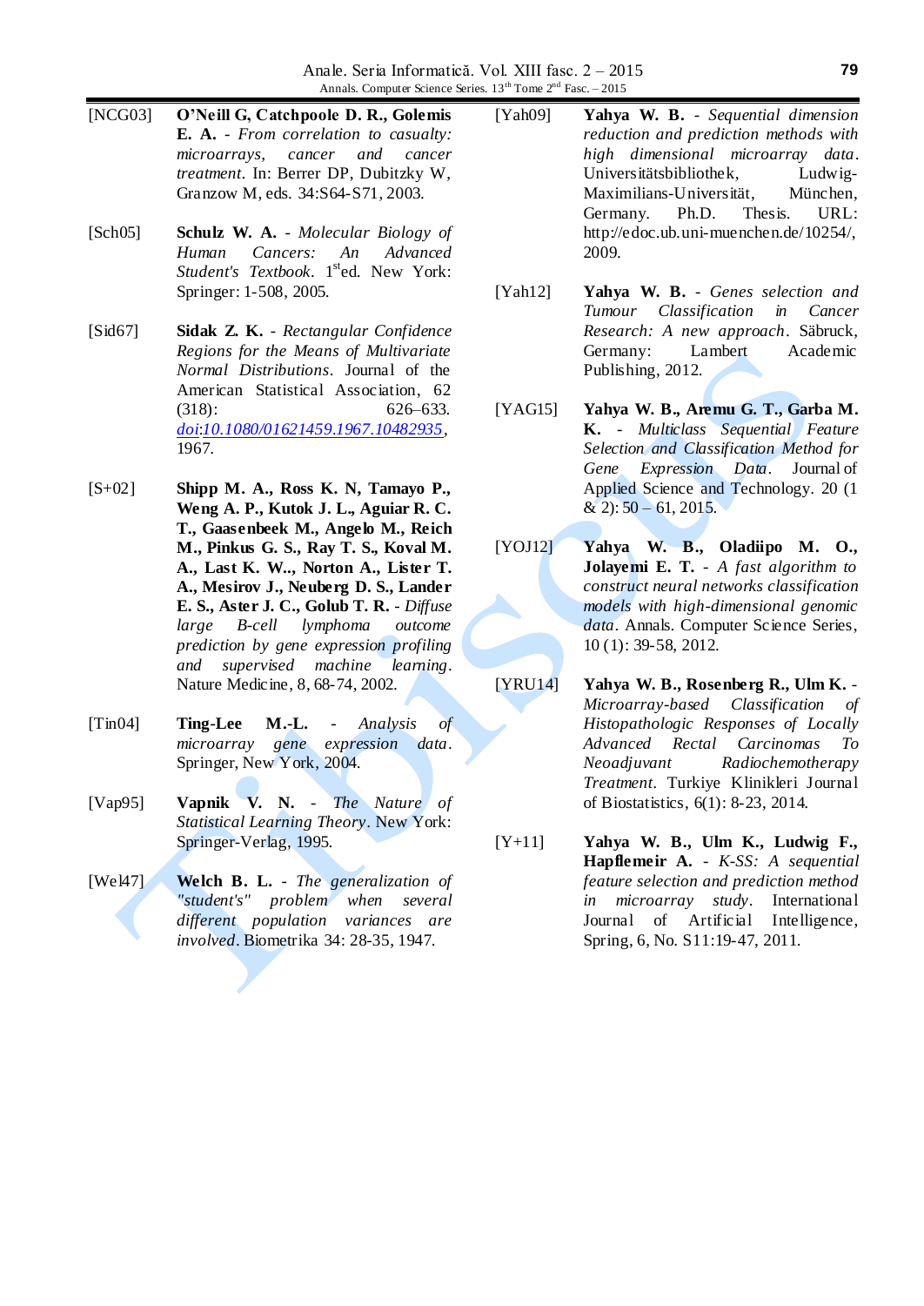[NCG03] **O'Neill G, Catchpoole D. R., Golemis E. A.** - *From correlation to casualty: microarrays, cancer and cancer treatment*. In: Berrer DP, Dubitzky W, Granzow M, eds. 34:S64-S71, 2003.

[Sch05] **Schulz W. A.** - *Molecular Biology of Human Cancers: An Advanced Student's Textbook*. 1[st]ed. New York: Springer: 1-508, 2005.

[Sid67] **Sidak Z. K.** - *Rectangular Confidence Regions for the Means of Multivariate Normal Distributions*. Journal of the American Statistical Association, 62 (318): 626–633. doi:10.1080/01621459.1967.10482935, 1967.

[S+02] **Shipp M. A., Ross K. N, Tamayo P., Weng A. P., Kutok J. L., Aguiar R. C. T., Gaasenbeek M., Angelo M., Reich M., Pinkus G. S., Ray T. S., Koval M. A., Last K. W.., Norton A., Lister T. A., Mesirov J., Neuberg D. S., Lander E. S., Aster J. C., Golub T. R.** - *Diffuse large B-cell lymphoma outcome prediction by gene expression profiling and supervised machine learning*. Nature Medicine, 8, 68-74, 2002.

[Tin04] **Ting-Lee M.-L.** - *Analysis of microarray gene expression data*. Springer, New York, 2004.

[Vap95] **Vapnik V. N.** - *The Nature of Statistical Learning Theory*. New York: Springer-Verlag, 1995.

[Wel47] **Welch B. L.** - *The generalization of "student's" problem when several different population variances are involved*. Biometrika 34: 28-35, 1947.

[Yah09] **Yahya W. B.** - *Sequential dimension reduction and prediction methods with high dimensional microarray data*. Universitätsbibliothek, Ludwig-Maximilians-Universität, München, Germany. Ph.D. Thesis. URL: http://edoc.ub.uni-muenchen.de/10254/, 2009.

[Yah12] **Yahya W. B.** - *Genes selection and Tumour Classification in Cancer Research: A new approach*. Säbruck, Germany: Lambert Academic Publishing, 2012.

[YAG15] **Yahya W. B., Aremu G. T., Garba M. K.** - *Multiclass Sequential Feature Selection and Classification Method for Gene Expression Data*. Journal of Applied Science and Technology. 20 (1 & 2): 50 – 61, 2015.

[YOJ12] **Yahya W. B., Oladiipo M. O., Jolayemi E. T.** - *A fast algorithm to construct neural networks classification models with high-dimensional genomic data*. Annals. Computer Science Series, 10 (1): 39-58, 2012.

[YRU14] **Yahya W. B., Rosenberg R., Ulm K.** - *Microarray-based Classification of Histopathologic Responses of Locally Advanced Rectal Carcinomas To Neoadjuvant Radiochemotherapy Treatment*. Turkiye Klinikleri Journal of Biostatistics, 6(1): 8-23, 2014.

[Y+11] **Yahya W. B., Ulm K., Ludwig F., Hapflemeir A.** - *K-SS: A sequential feature selection and prediction method in microarray study*. International Journal of Artificial Intelligence, Spring, 6, No. S11:19-47, 2011.